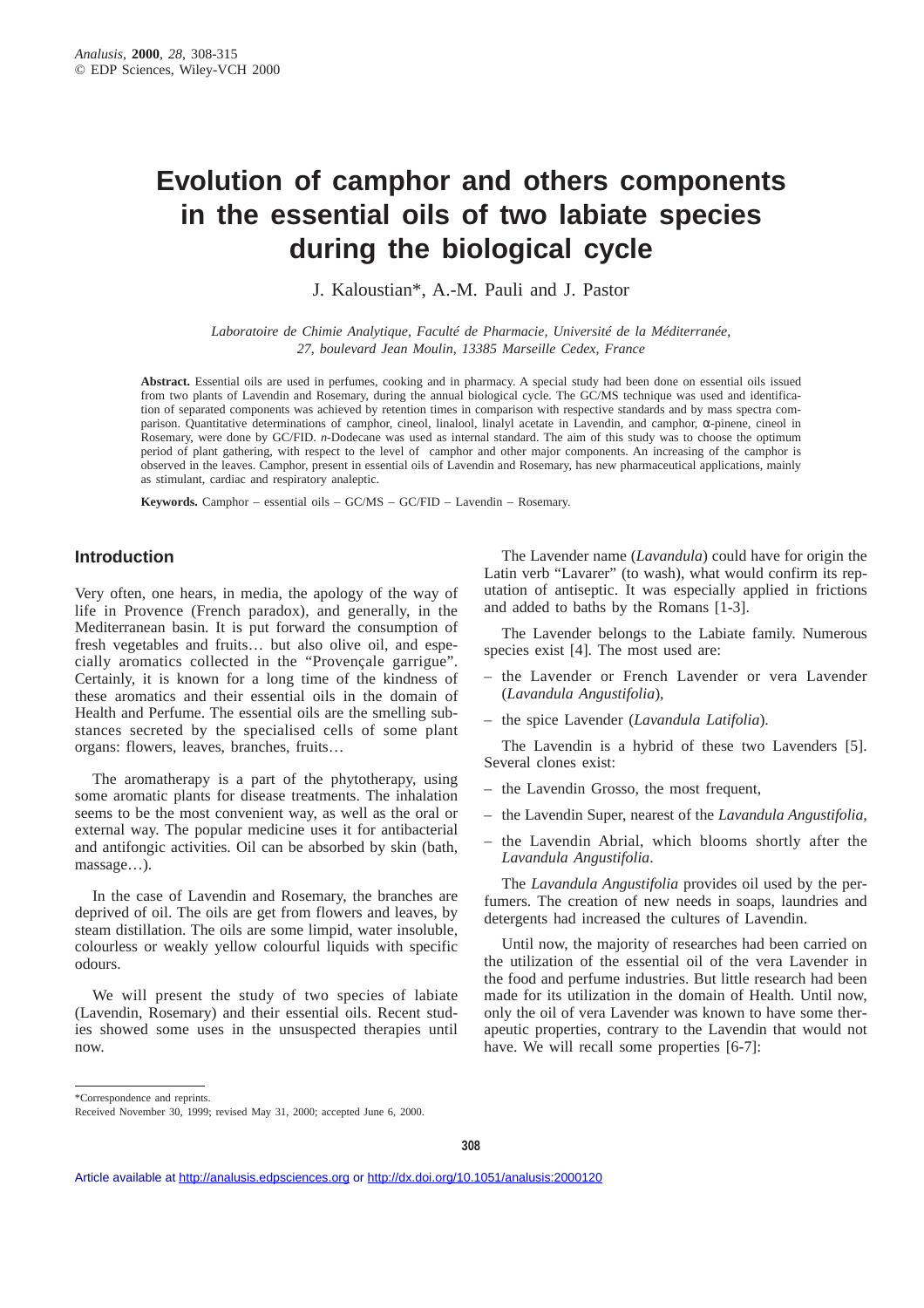# Evolution of camphor and others components in the essential oils of two labiate species during the biological cycle

J. Kaloustian*, A.-M. Pauli and J. Pastor

*Laboratoire de Chimie Analytique, Faculté de Pharmacie, Université de la Méditerranée, 27, boulevard Jean Moulin, 13385 Marseille Cedex, France*

**Abstract.** Essential oils are used in perfumes, cooking and in pharmacy. A special study had been done on essential oils issued from two plants of Lavendin and Rosemary, during the annual biological cycle. The GC/MS technique was used and identification of separated components was achieved by retention times in comparison with respective standards and by mass spectra comparison. Quantitative determinations of camphor, cineol, linalool, linalyl acetate in Lavendin, and camphor, α-pinene, cineol in Rosemary, were done by GC/FID. *n*-Dodecane was used as internal standard. The aim of this study was to choose the optimum period of plant gathering, with respect to the level of camphor and other major components. An increasing of the camphor is observed in the leaves. Camphor, present in essential oils of Lavendin and Rosemary, has new pharmaceutical applications, mainly as stimulant, cardiac and respiratory analeptic.

**Keywords.** Camphor – essential oils – GC/MS – GC/FID – Lavendin – Rosemary.

## Introduction

Very often, one hears, in media, the apology of the way of life in Provence (French paradox), and generally, in the Mediterranean basin. It is put forward the consumption of fresh vegetables and fruits… but also olive oil, and especially aromatics collected in the "Provençale garrigue". Certainly, it is known for a long time of the kindness of these aromatics and their essential oils in the domain of Health and Perfume. The essential oils are the smelling substances secreted by the specialised cells of some plant organs: flowers, leaves, branches, fruits…

The aromatherapy is a part of the phytotherapy, using some aromatic plants for disease treatments. The inhalation seems to be the most convenient way, as well as the oral or external way. The popular medicine uses it for antibacterial and antifongic activities. Oil can be absorbed by skin (bath, massage…).

In the case of Lavendin and Rosemary, the branches are deprived of oil. The oils are get from flowers and leaves, by steam distillation. The oils are some limpid, water insoluble, colourless or weakly yellow colourful liquids with specific odours.

We will present the study of two species of labiate (Lavendin, Rosemary) and their essential oils. Recent studies showed some uses in the unsuspected therapies until now.

The Lavender name (*Lavandula*) could have for origin the Latin verb "Lavarer" (to wash), what would confirm its reputation of antiseptic. It was especially applied in frictions and added to baths by the Romans [1-3].

The Lavender belongs to the Labiate family. Numerous species exist [4]. The most used are:

- the Lavender or French Lavender or vera Lavender (*Lavandula Angustifolia*),
- the spice Lavender (*Lavandula Latifolia*).

The Lavendin is a hybrid of these two Lavenders [5]. Several clones exist:

- the Lavendin Grosso, the most frequent,
- the Lavendin Super, nearest of the *Lavandula Angustifolia*,
- the Lavendin Abrial, which blooms shortly after the *Lavandula Angustifolia*.

The *Lavandula Angustifolia* provides oil used by the perfumers. The creation of new needs in soaps, laundries and detergents had increased the cultures of Lavendin.

Until now, the majority of researches had been carried on the utilization of the essential oil of the vera Lavender in the food and perfume industries. But little research had been made for its utilization in the domain of Health. Until now, only the oil of vera Lavender was known to have some therapeutic properties, contrary to the Lavendin that would not have. We will recall some properties [6-7]:

*Correspondence and reprints.

Received November 30, 1999; revised May 31, 2000; accepted June 6, 2000.

Article available at http://analusis.edpsciences.org or http://dx.doi.org/10.1051/analusis:2000120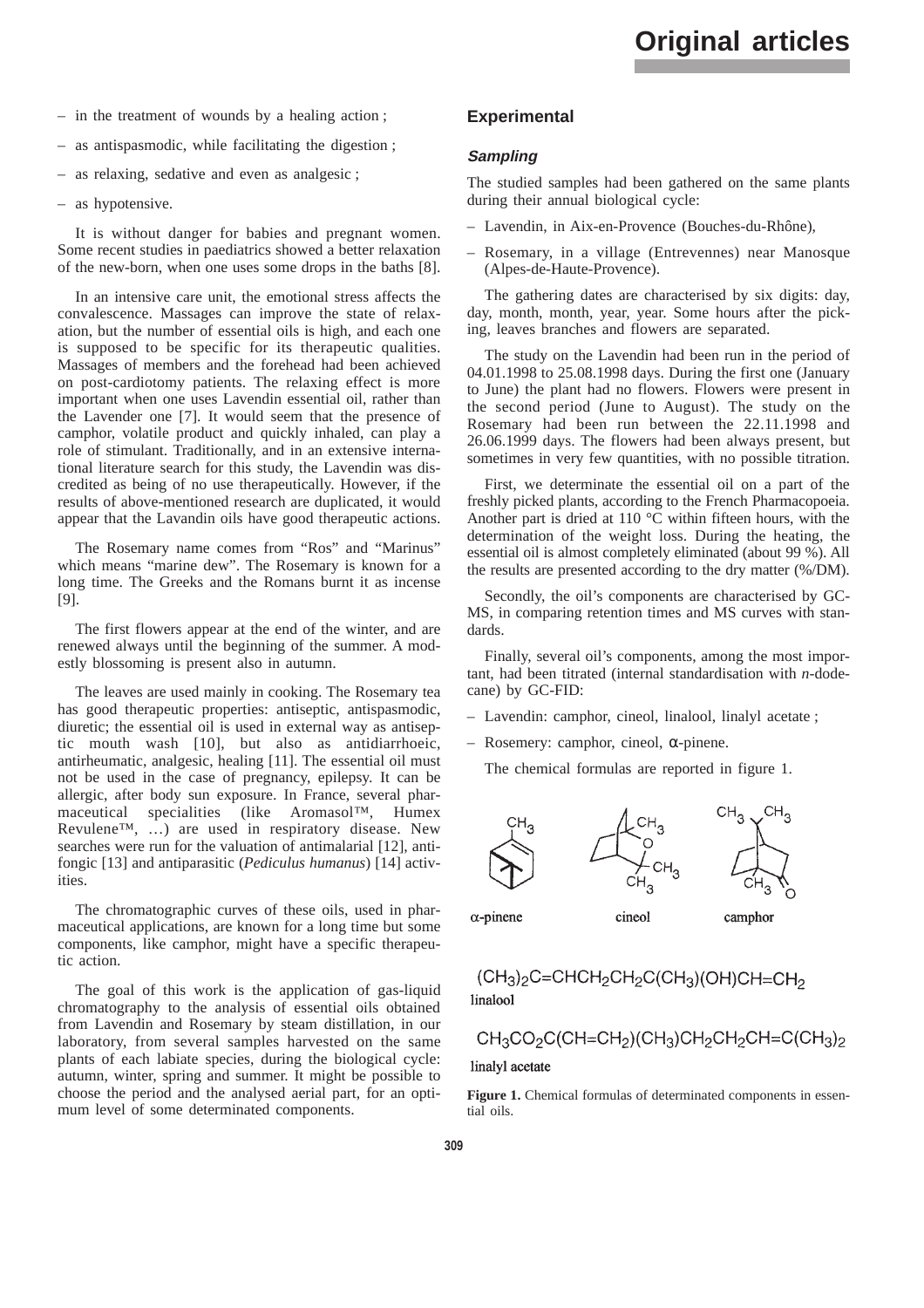– in the treatment of wounds by a healing action ;

– as antispasmodic, while facilitating the digestion ;

– as relaxing, sedative and even as analgesic ;

– as hypotensive.

It is without danger for babies and pregnant women. Some recent studies in paediatrics showed a better relaxation of the new-born, when one uses some drops in the baths [8].

In an intensive care unit, the emotional stress affects the convalescence. Massages can improve the state of relaxation, but the number of essential oils is high, and each one is supposed to be specific for its therapeutic qualities. Massages of members and the forehead had been achieved on post-cardiotomy patients. The relaxing effect is more important when one uses Lavendin essential oil, rather than the Lavender one [7]. It would seem that the presence of camphor, volatile product and quickly inhaled, can play a role of stimulant. Traditionally, and in an extensive international literature search for this study, the Lavendin was discredited as being of no use therapeutically. However, if the results of above-mentioned research are duplicated, it would appear that the Lavandin oils have good therapeutic actions.

The Rosemary name comes from "Ros" and "Marinus" which means "marine dew". The Rosemary is known for a long time. The Greeks and the Romans burnt it as incense [9].

The first flowers appear at the end of the winter, and are renewed always until the beginning of the summer. A modestly blossoming is present also in autumn.

The leaves are used mainly in cooking. The Rosemary tea has good therapeutic properties: antiseptic, antispasmodic, diuretic; the essential oil is used in external way as antiseptic mouth wash [10], but also as antidiarrhoeic, antirheumatic, analgesic, healing [11]. The essential oil must not be used in the case of pregnancy, epilepsy. It can be allergic, after body sun exposure. In France, several pharmaceutical specialities (like Aromasol™, Humex Revulene™, …) are used in respiratory disease. New searches were run for the valuation of antimalarial [12], antifongic [13] and antiparasitic (*Pediculus humanus*) [14] activities.

The chromatographic curves of these oils, used in pharmaceutical applications, are known for a long time but some components, like camphor, might have a specific therapeutic action.

The goal of this work is the application of gas-liquid chromatography to the analysis of essential oils obtained from Lavendin and Rosemary by steam distillation, in our laboratory, from several samples harvested on the same plants of each labiate species, during the biological cycle: autumn, winter, spring and summer. It might be possible to choose the period and the analysed aerial part, for an optimum level of some determinated components.

## Experimental

### *Sampling*

The studied samples had been gathered on the same plants during their annual biological cycle:

– Lavendin, in Aix-en-Provence (Bouches-du-Rhône),

– Rosemary, in a village (Entrevennes) near Manosque (Alpes-de-Haute-Provence).

The gathering dates are characterised by six digits: day, day, month, month, year, year. Some hours after the picking, leaves branches and flowers are separated.

The study on the Lavendin had been run in the period of 04.01.1998 to 25.08.1998 days. During the first one (January to June) the plant had no flowers. Flowers were present in the second period (June to August). The study on the Rosemary had been run between the 22.11.1998 and 26.06.1999 days. The flowers had been always present, but sometimes in very few quantities, with no possible titration.

First, we determinate the essential oil on a part of the freshly picked plants, according to the French Pharmacopoeia. Another part is dried at 110 °C within fifteen hours, with the determination of the weight loss. During the heating, the essential oil is almost completely eliminated (about 99 %). All the results are presented according to the dry matter (%/DM).

Secondly, the oil's components are characterised by GC-MS, in comparing retention times and MS curves with standards.

Finally, several oil's components, among the most important, had been titrated (internal standardisation with *n*-dodecane) by GC-FID:

– Lavendin: camphor, cineol, linalool, linalyl acetate ;

– Rosemery: camphor, cineol, α-pinene.

The chemical formulas are reported in figure 1.

α-pinene cineol camphor

$(CH_3)_2C{=}CHCH_2CH_2C(CH_3)(OH)CH{=}CH_2$
linalool

$CH_3CO_2C(CH{=}CH_2)(CH_3)CH_2CH_2CH{=}C(CH_3)_2$
linalyl acetate

**Figure 1.** Chemical formulas of determinated components in essential oils.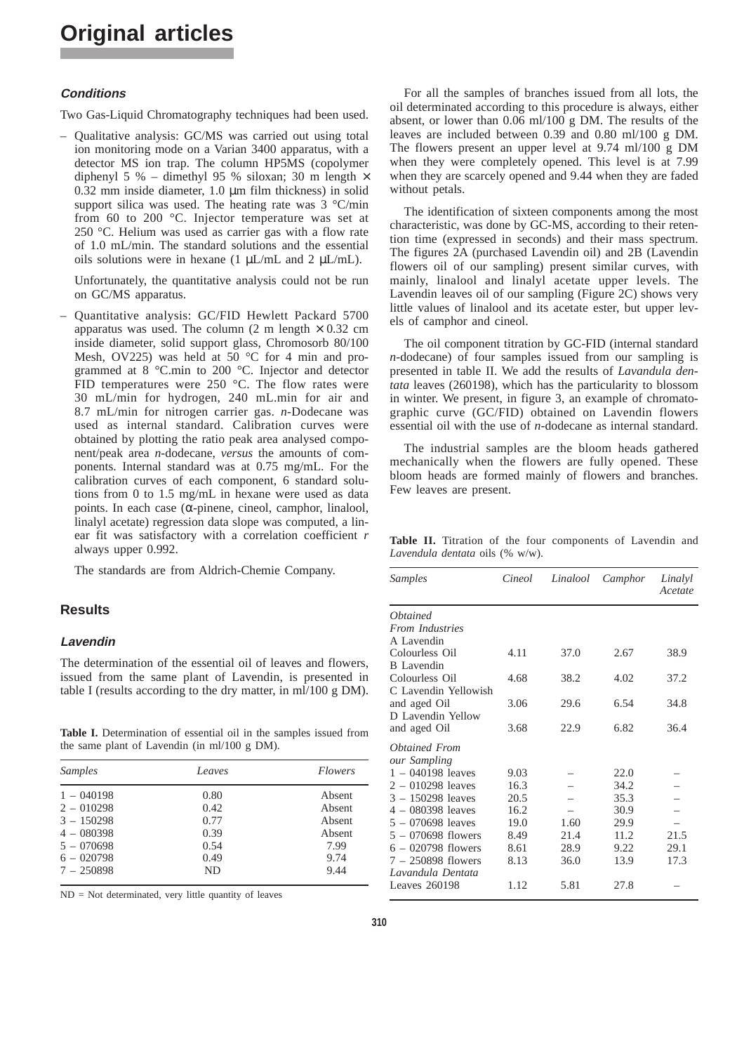### Conditions

Two Gas-Liquid Chromatography techniques had been used.

– Qualitative analysis: GC/MS was carried out using total ion monitoring mode on a Varian 3400 apparatus, with a detector MS ion trap. The column HP5MS (copolymer diphenyl 5 % – dimethyl 95 % siloxan; 30 m length × 0.32 mm inside diameter, 1.0 μm film thickness) in solid support silica was used. The heating rate was 3 °C/min from 60 to 200 °C. Injector temperature was set at 250 °C. Helium was used as carrier gas with a flow rate of 1.0 mL/min. The standard solutions and the essential oils solutions were in hexane (1 μL/mL and 2 μL/mL).

  Unfortunately, the quantitative analysis could not be run on GC/MS apparatus.

– Quantitative analysis: GC/FID Hewlett Packard 5700 apparatus was used. The column (2 m length × 0.32 cm inside diameter, solid support glass, Chromosorb 80/100 Mesh, OV225) was held at 50 °C for 4 min and programmed at 8 °C.min to 200 °C. Injector and detector FID temperatures were 250 °C. The flow rates were 30 mL/min for hydrogen, 240 mL.min for air and 8.7 mL/min for nitrogen carrier gas. *n*-Dodecane was used as internal standard. Calibration curves were obtained by plotting the ratio peak area analysed component/peak area *n*-dodecane, *versus* the amounts of components. Internal standard was at 0.75 mg/mL. For the calibration curves of each component, 6 standard solutions from 0 to 1.5 mg/mL in hexane were used as data points. In each case (α-pinene, cineol, camphor, linalool, linalyl acetate) regression data slope was computed, a linear fit was satisfactory with a correlation coefficient $r$ always upper 0.992.

  The standards are from Aldrich-Chemie Company.

## Results

### Lavendin

The determination of the essential oil of leaves and flowers, issued from the same plant of Lavendin, is presented in table I (results according to the dry matter, in ml/100 g DM).

**Table I.** Determination of essential oil in the samples issued from the same plant of Lavendin (in ml/100 g DM).

| *Samples* | *Leaves* | *Flowers* |
|---|---|---|
| 1 – 040198 | 0.80 | Absent |
| 2 – 010298 | 0.42 | Absent |
| 3 – 150298 | 0.77 | Absent |
| 4 – 080398 | 0.39 | Absent |
| 5 – 070698 | 0.54 | 7.99 |
| 6 – 020798 | 0.49 | 9.74 |
| 7 – 250898 | ND | 9.44 |

ND = Not determinated, very little quantity of leaves

For all the samples of branches issued from all lots, the oil determinated according to this procedure is always, either absent, or lower than 0.06 ml/100 g DM. The results of the leaves are included between 0.39 and 0.80 ml/100 g DM. The flowers present an upper level at 9.74 ml/100 g DM when they were completely opened. This level is at 7.99 when they are scarcely opened and 9.44 when they are faded without petals.

The identification of sixteen components among the most characteristic, was done by GC-MS, according to their retention time (expressed in seconds) and their mass spectrum. The figures 2A (purchased Lavendin oil) and 2B (Lavendin flowers oil of our sampling) present similar curves, with mainly, linalool and linalyl acetate upper levels. The Lavendin leaves oil of our sampling (Figure 2C) shows very little values of linalool and its acetate ester, but upper levels of camphor and cineol.

The oil component titration by GC-FID (internal standard *n*-dodecane) of four samples issued from our sampling is presented in table II. We add the results of *Lavandula dentata* leaves (260198), which has the particularity to blossom in winter. We present, in figure 3, an example of chromatographic curve (GC/FID) obtained on Lavendin flowers essential oil with the use of *n*-dodecane as internal standard.

The industrial samples are the bloom heads gathered mechanically when the flowers are fully opened. These bloom heads are formed mainly of flowers and branches. Few leaves are present.

**Table II.** Titration of the four components of Lavendin and *Lavandula dentata* oils (% w/w).

| *Samples* | *Cineol* | *Linalool* | *Camphor* | *Linalyl Acetate* |
|---|---|---|---|---|
| *Obtained From Industries* | | | | |
| A Lavendin Colourless Oil | 4.11 | 37.0 | 2.67 | 38.9 |
| B Lavendin Colourless Oil | 4.68 | 38.2 | 4.02 | 37.2 |
| C Lavendin Yellowish and aged Oil | 3.06 | 29.6 | 6.54 | 34.8 |
| D Lavendin Yellow and aged Oil | 3.68 | 22.9 | 6.82 | 36.4 |
| *Obtained From our Sampling* | | | | |
| 1 – 040198 leaves | 9.03 | – | 22.0 | – |
| 2 – 010298 leaves | 16.3 | – | 34.2 | – |
| 3 – 150298 leaves | 20.5 | – | 35.3 | – |
| 4 – 080398 leaves | 16.2 | – | 30.9 | – |
| 5 – 070698 leaves | 19.0 | 1.60 | 29.9 | – |
| 5 – 070698 flowers | 8.49 | 21.4 | 11.2 | 21.5 |
| 6 – 020798 flowers | 8.61 | 28.9 | 9.22 | 29.1 |
| 7 – 250898 flowers | 8.13 | 36.0 | 13.9 | 17.3 |
| *Lavandula Dentata* Leaves 260198 | 1.12 | 5.81 | 27.8 | – |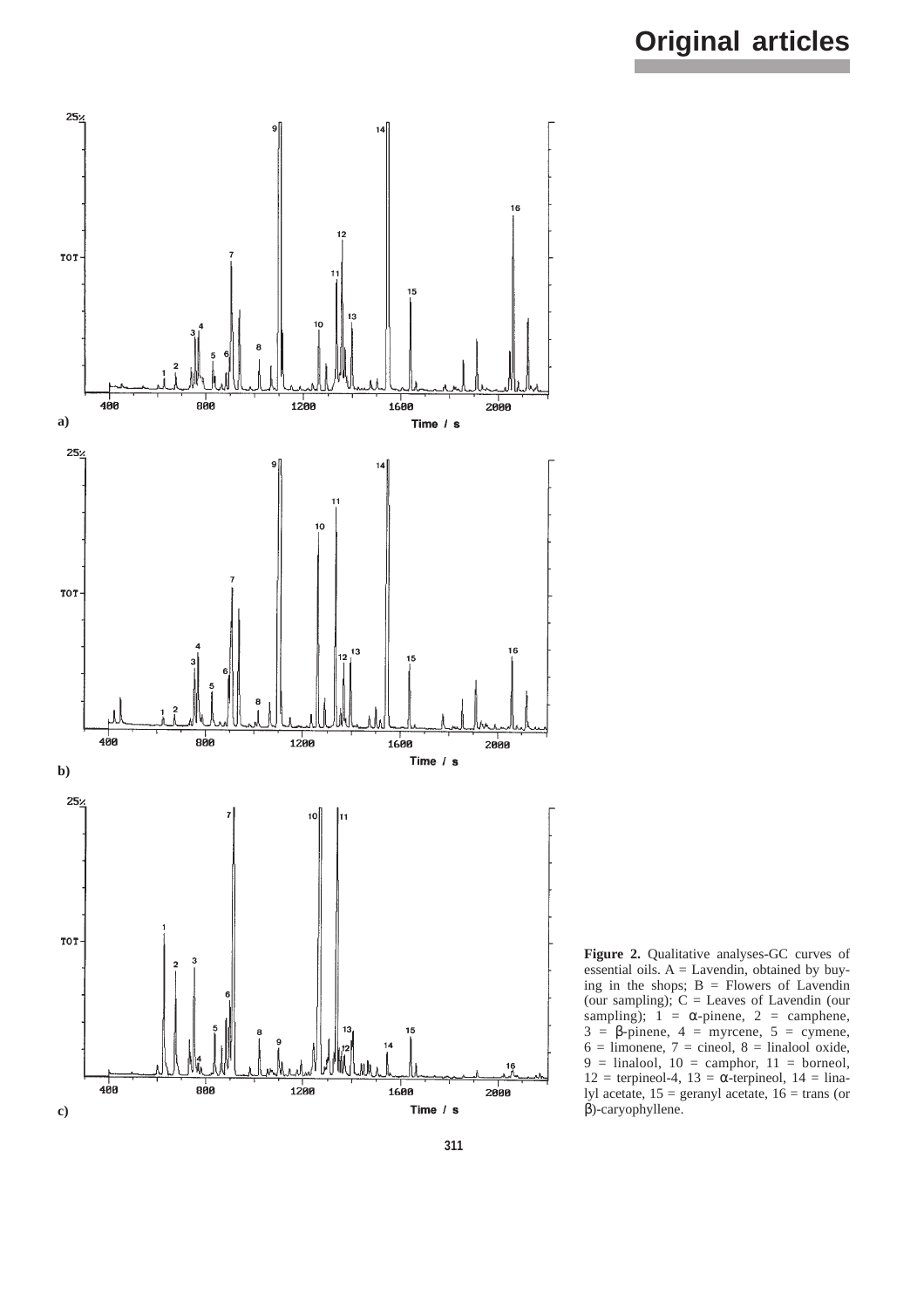a)

b)

c)

**Figure 2.** Qualitative analyses-GC curves of essential oils. A = Lavendin, obtained by buying in the shops; B = Flowers of Lavendin (our sampling); C = Leaves of Lavendin (our sampling); 1 = α-pinene, 2 = camphene, 3 = β-pinene, 4 = myrcene, 5 = cymene, 6 = limonene, 7 = cineol, 8 = linalool oxide, 9 = linalool, 10 = camphor, 11 = borneol, 12 = terpineol-4, 13 = α-terpineol, 14 = linalyl acetate, 15 = geranyl acetate, 16 = trans (or β)-caryophyllene.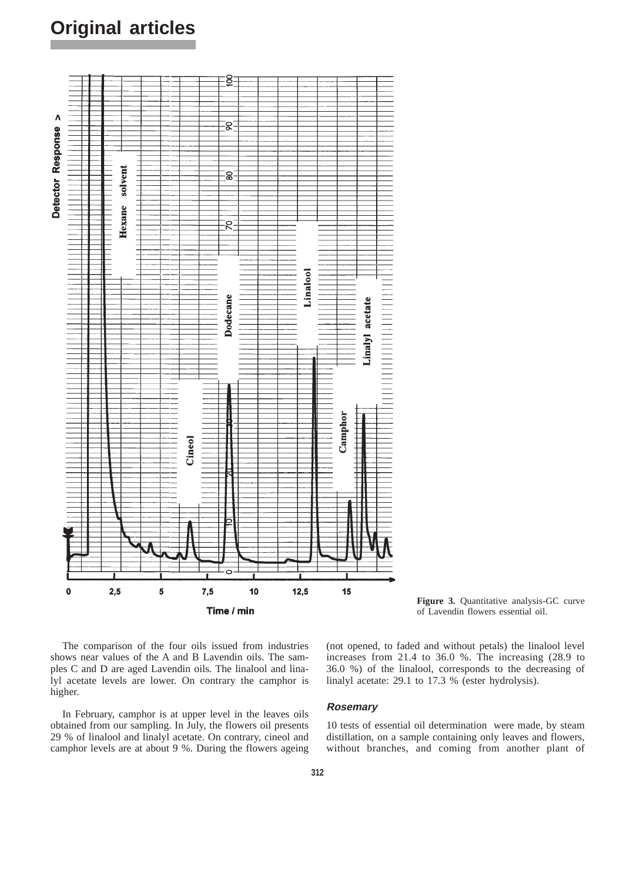Figure 3. Quantitative analysis-GC curve of Lavendin flowers essential oil.

The comparison of the four oils issued from industries shows near values of the A and B Lavendin oils. The samples C and D are aged Lavendin oils. The linalool and linalyl acetate levels are lower. On contrary the camphor is higher.

In February, camphor is at upper level in the leaves oils obtained from our sampling. In July, the flowers oil presents 29 % of linalool and linalyl acetate. On contrary, cineol and camphor levels are at about 9 %. During the flowers ageing (not opened, to faded and without petals) the linalool level increases from 21.4 to 36.0 %. The increasing (28.9 to 36.0 %) of the linalool, corresponds to the decreasing of linalyl acetate: 29.1 to 17.3 % (ester hydrolysis).

### *Rosemary*

10 tests of essential oil determination were made, by steam distillation, on a sample containing only leaves and flowers, without branches, and coming from another plant of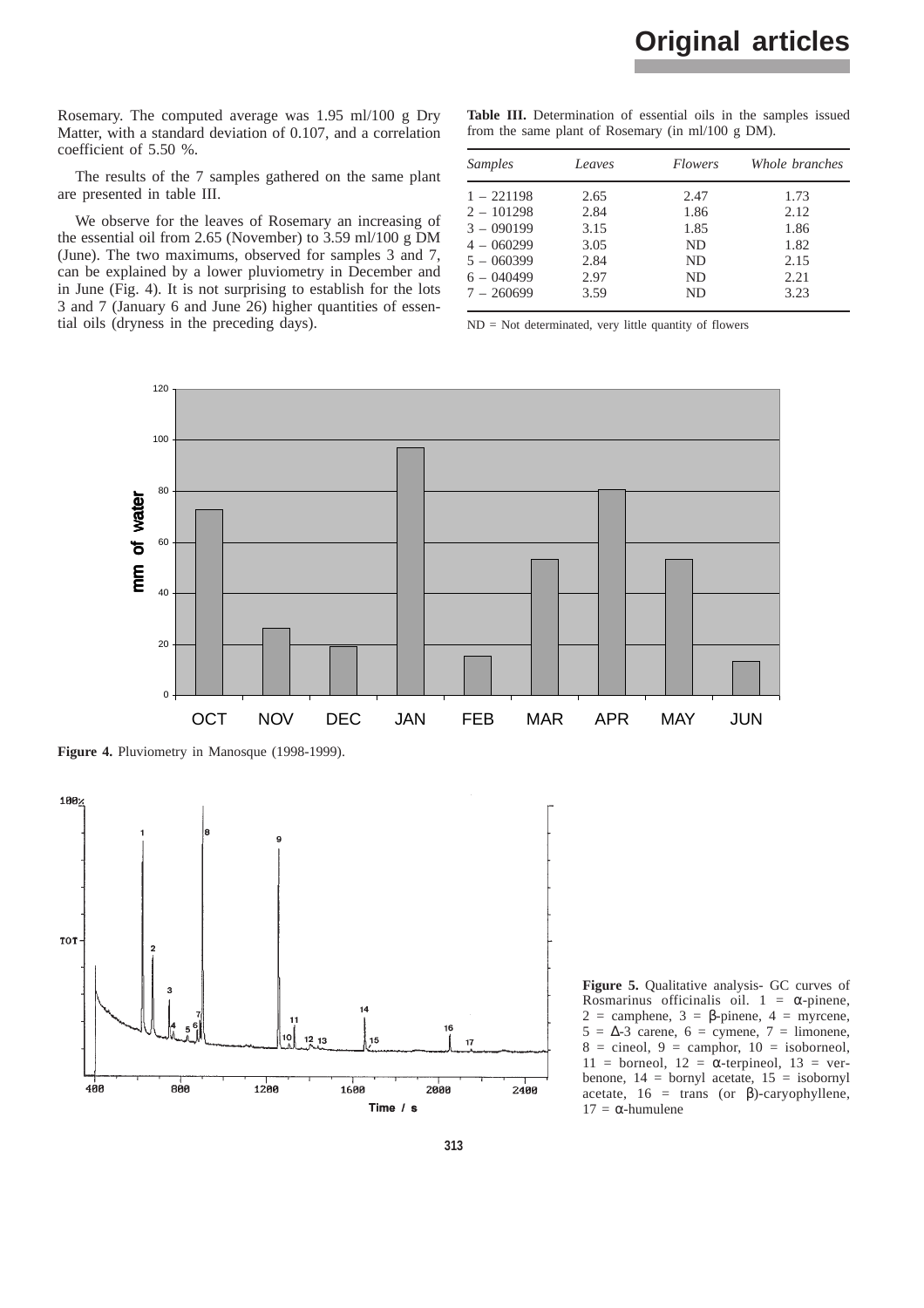Rosemary. The computed average was 1.95 ml/100 g Dry Matter, with a standard deviation of 0.107, and a correlation coefficient of 5.50 %.

The results of the 7 samples gathered on the same plant are presented in table III.

We observe for the leaves of Rosemary an increasing of the essential oil from 2.65 (November) to 3.59 ml/100 g DM (June). The two maximums, observed for samples 3 and 7, can be explained by a lower pluviometry in December and in June (Fig. 4). It is not surprising to establish for the lots 3 and 7 (January 6 and June 26) higher quantities of essential oils (dryness in the preceding days).

**Table III.** Determination of essential oils in the samples issued from the same plant of Rosemary (in ml/100 g DM).

| *Samples* | *Leaves* | *Flowers* | *Whole branches* |
|---|---|---|---|
| 1 – 221198 | 2.65 | 2.47 | 1.73 |
| 2 – 101298 | 2.84 | 1.86 | 2.12 |
| 3 – 090199 | 3.15 | 1.85 | 1.86 |
| 4 – 060299 | 3.05 | ND | 1.82 |
| 5 – 060399 | 2.84 | ND | 2.15 |
| 6 – 040499 | 2.97 | ND | 2.21 |
| 7 – 260699 | 3.59 | ND | 3.23 |

ND = Not determinated, very little quantity of flowers

**Figure 4.** Pluviometry in Manosque (1998-1999).

**Figure 5.** Qualitative analysis- GC curves of Rosmarinus officinalis oil. 1 = α-pinene, 2 = camphene, 3 = β-pinene, 4 = myrcene, 5 = Δ-3 carene, 6 = cymene, 7 = limonene, 8 = cineol, 9 = camphor, 10 = isoborneol, 11 = borneol, 12 = α-terpineol, 13 = verbenone, 14 = bornyl acetate, 15 = isobornyl acetate, 16 = trans (or β)-caryophyllene, 17 = α-humulene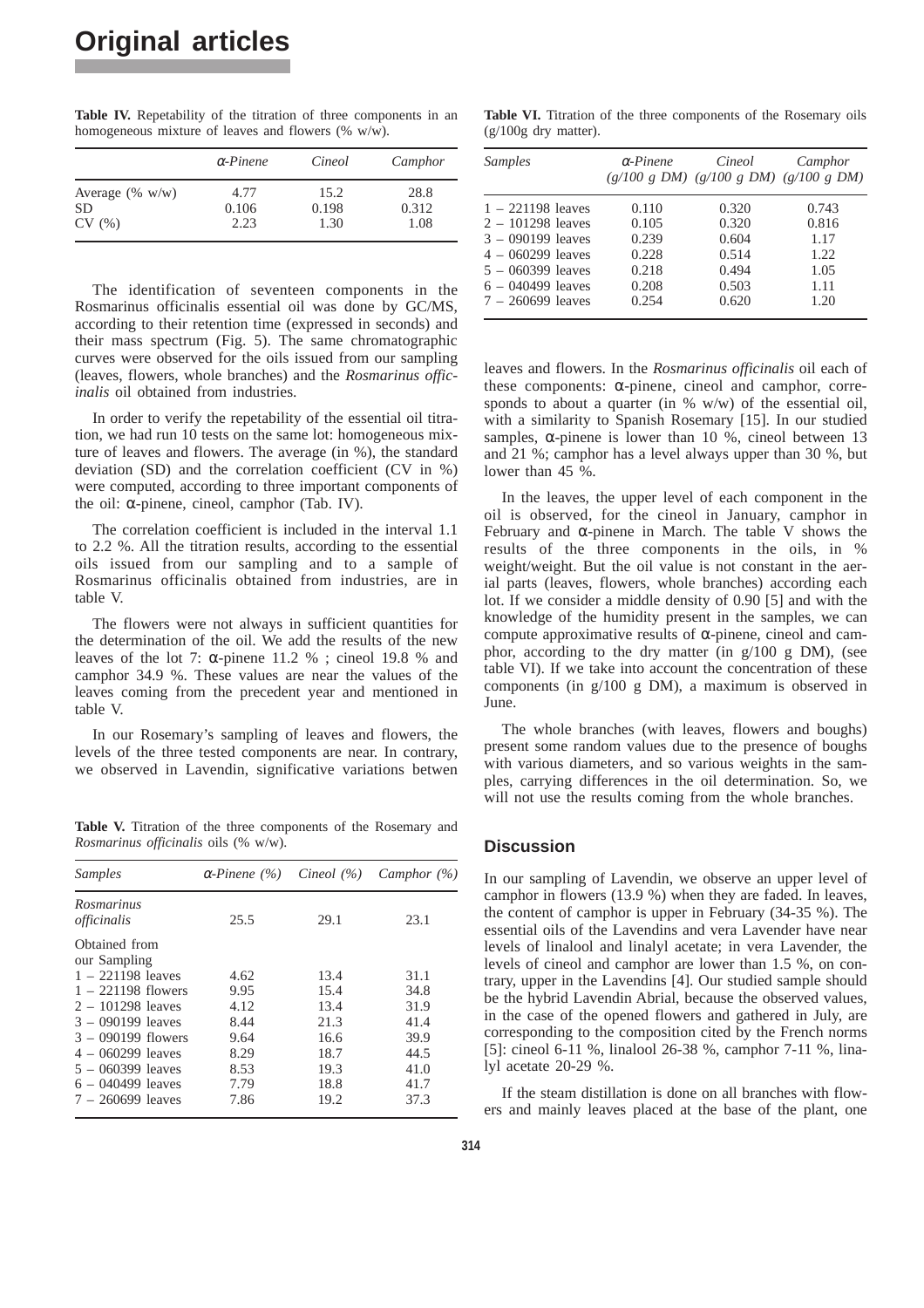**Table IV.** Repeatability of the titration of three components in an homogeneous mixture of leaves and flowers (% w/w).

| | *α-Pinene* | *Cineol* | *Camphor* |
|---|---|---|---|
| Average (% w/w) | 4.77 | 15.2 | 28.8 |
| SD | 0.106 | 0.198 | 0.312 |
| CV (%) | 2.23 | 1.30 | 1.08 |

The identification of seventeen components in the Rosmarinus officinalis essential oil was done by GC/MS, according to their retention time (expressed in seconds) and their mass spectrum (Fig. 5). The same chromatographic curves were observed for the oils issued from our sampling (leaves, flowers, whole branches) and the *Rosmarinus officinalis* oil obtained from industries.

In order to verify the repeatability of the essential oil titration, we had run 10 tests on the same lot: homogeneous mixture of leaves and flowers. The average (in %), the standard deviation (SD) and the correlation coefficient (CV in %) were computed, according to three important components of the oil: α-pinene, cineol, camphor (Tab. IV).

The correlation coefficient is included in the interval 1.1 to 2.2 %. All the titration results, according to the essential oils issued from our sampling and to a sample of Rosmarinus officinalis obtained from industries, are in table V.

The flowers were not always in sufficient quantities for the determination of the oil. We add the results of the new leaves of the lot 7: α-pinene 11.2 % ; cineol 19.8 % and camphor 34.9 %. These values are near the values of the leaves coming from the precedent year and mentioned in table V.

In our Rosemary's sampling of leaves and flowers, the levels of the three tested components are near. In contrary, we observed in Lavendin, significative variations betwen

**Table V.** Titration of the three components of the Rosemary and *Rosmarinus officinalis* oils (% w/w).

| *Samples* | *α-Pinene (%)* | *Cineol (%)* | *Camphor (%)* |
|---|---|---|---|
| *Rosmarinus officinalis* | 25.5 | 29.1 | 23.1 |
| Obtained from our Sampling | | | |
| 1 – 221198 leaves | 4.62 | 13.4 | 31.1 |
| 1 – 221198 flowers | 9.95 | 15.4 | 34.8 |
| 2 – 101298 leaves | 4.12 | 13.4 | 31.9 |
| 3 – 090199 leaves | 8.44 | 21.3 | 41.4 |
| 3 – 090199 flowers | 9.64 | 16.6 | 39.9 |
| 4 – 060299 leaves | 8.29 | 18.7 | 44.5 |
| 5 – 060399 leaves | 8.53 | 19.3 | 41.0 |
| 6 – 040499 leaves | 7.79 | 18.8 | 41.7 |
| 7 – 260699 leaves | 7.86 | 19.2 | 37.3 |

**Table VI.** Titration of the three components of the Rosemary oils (g/100g dry matter).

| *Samples* | *α-Pinene (g/100 g DM)* | *Cineol (g/100 g DM)* | *Camphor (g/100 g DM)* |
|---|---|---|---|
| 1 – 221198 leaves | 0.110 | 0.320 | 0.743 |
| 2 – 101298 leaves | 0.105 | 0.320 | 0.816 |
| 3 – 090199 leaves | 0.239 | 0.604 | 1.17 |
| 4 – 060299 leaves | 0.228 | 0.514 | 1.22 |
| 5 – 060399 leaves | 0.218 | 0.494 | 1.05 |
| 6 – 040499 leaves | 0.208 | 0.503 | 1.11 |
| 7 – 260699 leaves | 0.254 | 0.620 | 1.20 |

leaves and flowers. In the *Rosmarinus officinalis* oil each of these components: α-pinene, cineol and camphor, corresponds to about a quarter (in % w/w) of the essential oil, with a similarity to Spanish Rosemary [15]. In our studied samples, α-pinene is lower than 10 %, cineol between 13 and 21 %; camphor has a level always upper than 30 %, but lower than 45 %.

In the leaves, the upper level of each component in the oil is observed, for the cineol in January, camphor in February and α-pinene in March. The table V shows the results of the three components in the oils, in % weight/weight. But the oil value is not constant in the aerial parts (leaves, flowers, whole branches) according each lot. If we consider a middle density of 0.90 [5] and with the knowledge of the humidity present in the samples, we can compute approximative results of α-pinene, cineol and camphor, according to the dry matter (in g/100 g DM), (see table VI). If we take into account the concentration of these components (in g/100 g DM), a maximum is observed in June.

The whole branches (with leaves, flowers and boughs) present some random values due to the presence of boughs with various diameters, and so various weights in the samples, carrying differences in the oil determination. So, we will not use the results coming from the whole branches.

## Discussion

In our sampling of Lavendin, we observe an upper level of camphor in flowers (13.9 %) when they are faded. In leaves, the content of camphor is upper in February (34-35 %). The essential oils of the Lavendins and vera Lavender have near levels of linalool and linalyl acetate; in vera Lavender, the levels of cineol and camphor are lower than 1.5 %, on contrary, upper in the Lavendins [4]. Our studied sample should be the hybrid Lavendin Abrial, because the observed values, in the case of the opened flowers and gathered in July, are corresponding to the composition cited by the French norms [5]: cineol 6-11 %, linalool 26-38 %, camphor 7-11 %, linalyl acetate 20-29 %.

If the steam distillation is done on all branches with flowers and mainly leaves placed at the base of the plant, one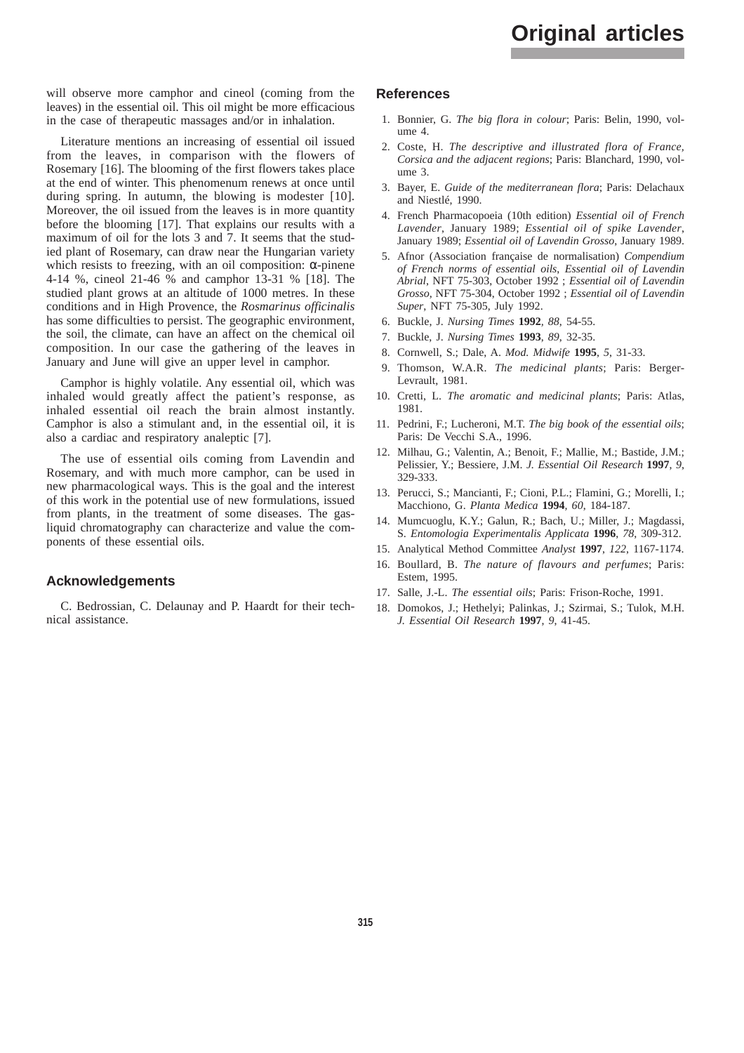will observe more camphor and cineol (coming from the leaves) in the essential oil. This oil might be more efficacious in the case of therapeutic massages and/or in inhalation.

Literature mentions an increasing of essential oil issued from the leaves, in comparison with the flowers of Rosemary [16]. The blooming of the first flowers takes place at the end of winter. This phenomenum renews at once until during spring. In autumn, the blowing is modester [10]. Moreover, the oil issued from the leaves is in more quantity before the blooming [17]. That explains our results with a maximum of oil for the lots 3 and 7. It seems that the studied plant of Rosemary, can draw near the Hungarian variety which resists to freezing, with an oil composition: α-pinene 4-14 %, cineol 21-46 % and camphor 13-31 % [18]. The studied plant grows at an altitude of 1000 metres. In these conditions and in High Provence, the *Rosmarinus officinalis* has some difficulties to persist. The geographic environment, the soil, the climate, can have an affect on the chemical oil composition. In our case the gathering of the leaves in January and June will give an upper level in camphor.

Camphor is highly volatile. Any essential oil, which was inhaled would greatly affect the patient's response, as inhaled essential oil reach the brain almost instantly. Camphor is also a stimulant and, in the essential oil, it is also a cardiac and respiratory analeptic [7].

The use of essential oils coming from Lavendin and Rosemary, and with much more camphor, can be used in new pharmacological ways. This is the goal and the interest of this work in the potential use of new formulations, issued from plants, in the treatment of some diseases. The gas-liquid chromatography can characterize and value the components of these essential oils.

## Acknowledgements

C. Bedrossian, C. Delaunay and P. Haardt for their technical assistance.

## References

1. Bonnier, G. *The big flora in colour*; Paris: Belin, 1990, volume 4.
2. Coste, H. *The descriptive and illustrated flora of France, Corsica and the adjacent regions*; Paris: Blanchard, 1990, volume 3.
3. Bayer, E. *Guide of the mediterranean flora*; Paris: Delachaux and Niestlé, 1990.
4. French Pharmacopoeia (10th edition) *Essential oil of French Lavender*, January 1989; *Essential oil of spike Lavender*, January 1989; *Essential oil of Lavendin Grosso*, January 1989.
5. Afnor (Association française de normalisation) *Compendium of French norms of essential oils, Essential oil of Lavendin Abrial*, NFT 75-303, October 1992 ; *Essential oil of Lavendin Grosso*, NFT 75-304, October 1992 ; *Essential oil of Lavendin Super*, NFT 75-305, July 1992.
6. Buckle, J. *Nursing Times* **1992**, *88*, 54-55.
7. Buckle, J. *Nursing Times* **1993**, *89*, 32-35.
8. Cornwell, S.; Dale, A. *Mod. Midwife* **1995**, *5*, 31-33.
9. Thomson, W.A.R. *The medicinal plants*; Paris: Berger-Levrault, 1981.
10. Cretti, L. *The aromatic and medicinal plants*; Paris: Atlas, 1981.
11. Pedrini, F.; Lucheroni, M.T. *The big book of the essential oils*; Paris: De Vecchi S.A., 1996.
12. Milhau, G.; Valentin, A.; Benoit, F.; Mallie, M.; Bastide, J.M.; Pelissier, Y.; Bessiere, J.M. *J. Essential Oil Research* **1997**, *9*, 329-333.
13. Perucci, S.; Mancianti, F.; Cioni, P.L.; Flamini, G.; Morelli, I.; Macchiono, G. *Planta Medica* **1994**, *60*, 184-187.
14. Mumcuoglu, K.Y.; Galun, R.; Bach, U.; Miller, J.; Magdassi, S. *Entomologia Experimentalis Applicata* **1996**, *78*, 309-312.
15. Analytical Method Committee *Analyst* **1997**, *122*, 1167-1174.
16. Boullard, B. *The nature of flavours and perfumes*; Paris: Estem, 1995.
17. Salle, J.-L. *The essential oils*; Paris: Frison-Roche, 1991.
18. Domokos, J.; Hethelyi; Palinkas, J.; Szirmai, S.; Tulok, M.H. *J. Essential Oil Research* **1997**, *9*, 41-45.